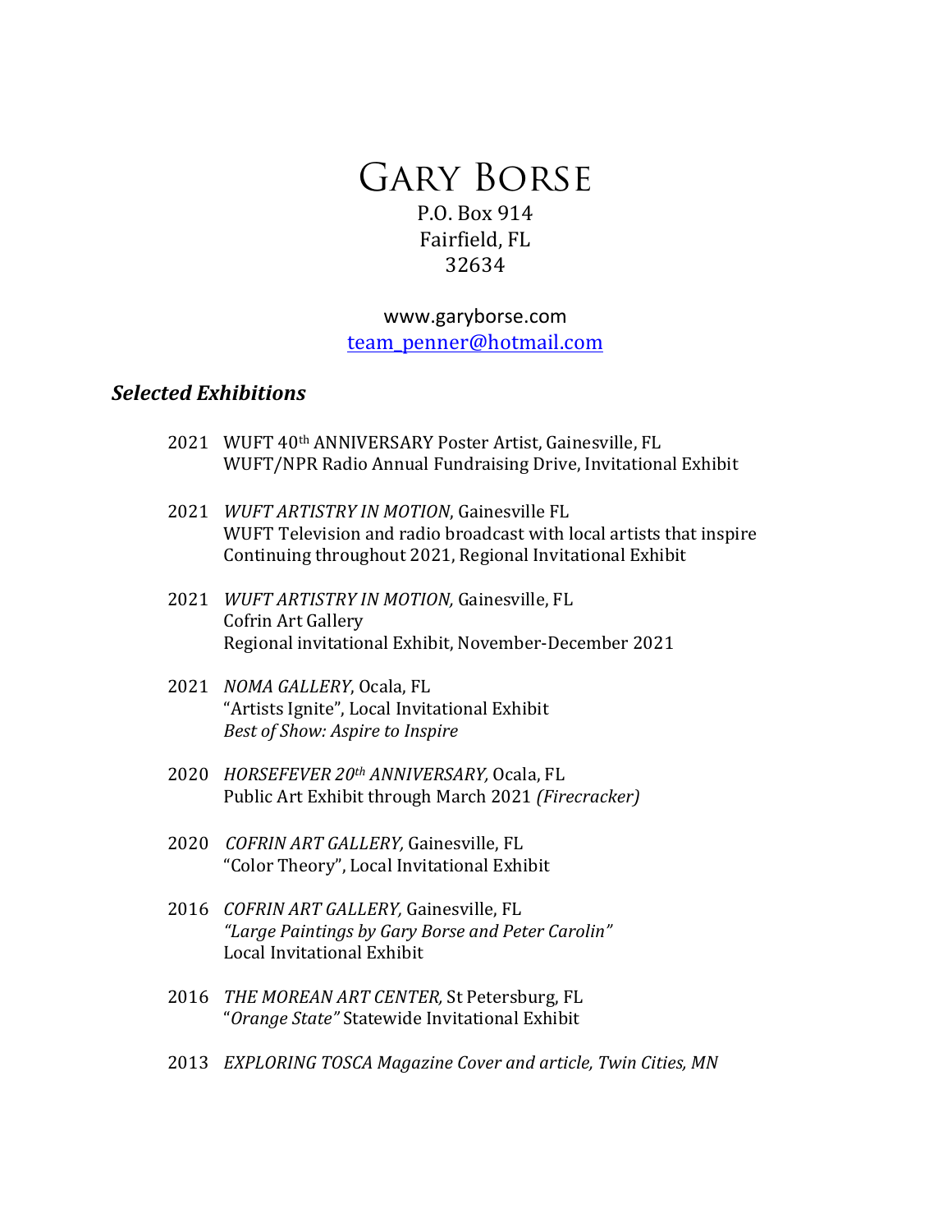# Gary Borse

P.O. Box 914
Fairfield, FL
32634

www.garyborse.com
team_penner@hotmail.com

## *Selected Exhibitions*

2021 WUFT 40th ANNIVERSARY Poster Artist, Gainesville, FL
WUFT/NPR Radio Annual Fundraising Drive, Invitational Exhibit

2021 *WUFT ARTISTRY IN MOTION*, Gainesville FL
WUFT Television and radio broadcast with local artists that inspire
Continuing throughout 2021, Regional Invitational Exhibit

2021 *WUFT ARTISTRY IN MOTION,* Gainesville, FL
Cofrin Art Gallery
Regional invitational Exhibit, November-December 2021

2021 *NOMA GALLERY*, Ocala, FL
"Artists Ignite", Local Invitational Exhibit
*Best of Show: Aspire to Inspire*

2020 *HORSEFEVER 20th ANNIVERSARY,* Ocala, FL
Public Art Exhibit through March 2021 *(Firecracker)*

2020 *COFRIN ART GALLERY,* Gainesville, FL
"Color Theory", Local Invitational Exhibit

2016 *COFRIN ART GALLERY,* Gainesville, FL
*"Large Paintings by Gary Borse and Peter Carolin"*
Local Invitational Exhibit

2016 *THE MOREAN ART CENTER,* St Petersburg, FL
"*Orange State"* Statewide Invitational Exhibit

2013 *EXPLORING TOSCA Magazine Cover and article, Twin Cities, MN*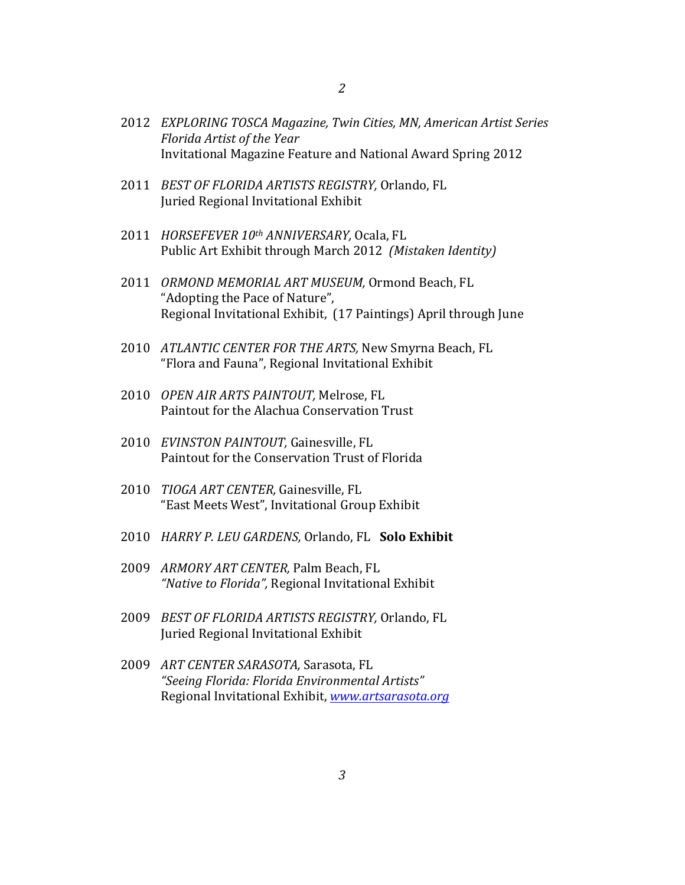2012 *EXPLORING TOSCA Magazine, Twin Cities, MN, American Artist Series Florida Artist of the Year*
Invitational Magazine Feature and National Award Spring 2012

2011 *BEST OF FLORIDA ARTISTS REGISTRY,* Orlando, FL
Juried Regional Invitational Exhibit

2011 *HORSEFEVER 10th ANNIVERSARY,* Ocala, FL
Public Art Exhibit through March 2012 *(Mistaken Identity)*

2011 *ORMOND MEMORIAL ART MUSEUM,* Ormond Beach, FL
"Adopting the Pace of Nature",
Regional Invitational Exhibit, (17 Paintings) April through June

2010 *ATLANTIC CENTER FOR THE ARTS,* New Smyrna Beach, FL
"Flora and Fauna", Regional Invitational Exhibit

2010 *OPEN AIR ARTS PAINTOUT,* Melrose, FL
Paintout for the Alachua Conservation Trust

2010 *EVINSTON PAINTOUT,* Gainesville, FL
Paintout for the Conservation Trust of Florida

2010 *TIOGA ART CENTER,* Gainesville, FL
"East Meets West", Invitational Group Exhibit

2010 *HARRY P. LEU GARDENS,* Orlando, FL **Solo Exhibit**

2009 *ARMORY ART CENTER,* Palm Beach, FL
*"Native to Florida",* Regional Invitational Exhibit

2009 *BEST OF FLORIDA ARTISTS REGISTRY,* Orlando, FL
Juried Regional Invitational Exhibit

2009 *ART CENTER SARASOTA,* Sarasota, FL
*"Seeing Florida: Florida Environmental Artists"*
Regional Invitational Exhibit, [www.artsarasota.org](http://www.artsarasota.org)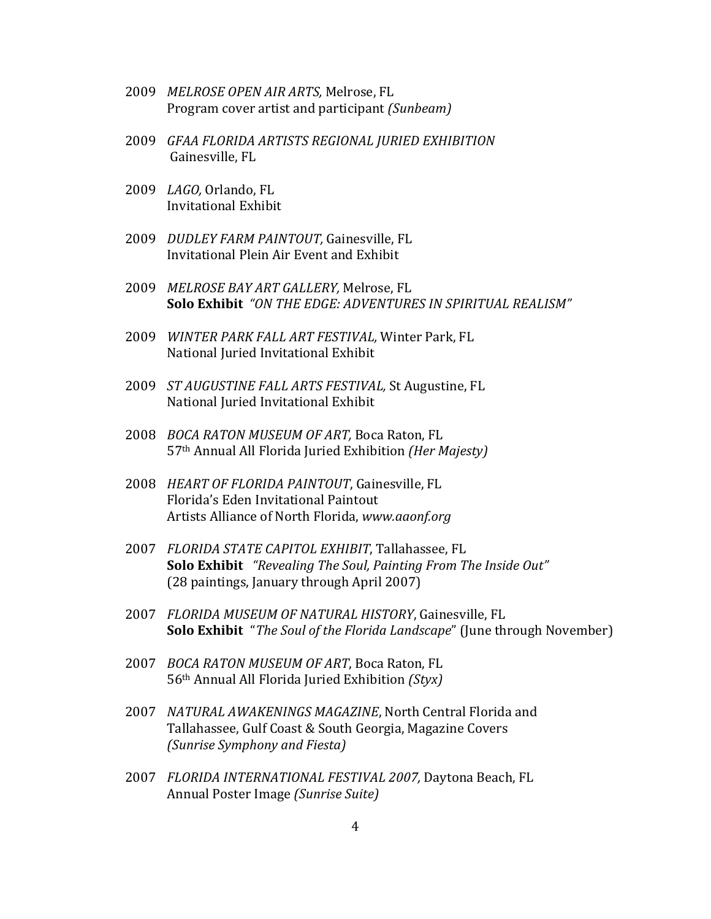2009 *MELROSE OPEN AIR ARTS,* Melrose, FL
Program cover artist and participant *(Sunbeam)*

2009 *GFAA FLORIDA ARTISTS REGIONAL JURIED EXHIBITION*
Gainesville, FL

2009 *LAGO,* Orlando, FL
Invitational Exhibit

2009 *DUDLEY FARM PAINTOUT,* Gainesville, FL
Invitational Plein Air Event and Exhibit

2009 *MELROSE BAY ART GALLERY,* Melrose, FL
**Solo Exhibit** *"ON THE EDGE: ADVENTURES IN SPIRITUAL REALISM"*

2009 *WINTER PARK FALL ART FESTIVAL,* Winter Park, FL
National Juried Invitational Exhibit

2009 *ST AUGUSTINE FALL ARTS FESTIVAL,* St Augustine, FL
National Juried Invitational Exhibit

2008 *BOCA RATON MUSEUM OF ART,* Boca Raton, FL
57th Annual All Florida Juried Exhibition *(Her Majesty)*

2008 *HEART OF FLORIDA PAINTOUT*, Gainesville, FL
Florida's Eden Invitational Paintout
Artists Alliance of North Florida, *www.aaonf.org*

2007 *FLORIDA STATE CAPITOL EXHIBIT*, Tallahassee, FL
**Solo Exhibit** *"Revealing The Soul, Painting From The Inside Out"*
(28 paintings, January through April 2007)

2007 *FLORIDA MUSEUM OF NATURAL HISTORY*, Gainesville, FL
**Solo Exhibit** "*The Soul of the Florida Landscape*" (June through November)

2007 *BOCA RATON MUSEUM OF ART*, Boca Raton, FL
56th Annual All Florida Juried Exhibition *(Styx)*

2007 *NATURAL AWAKENINGS MAGAZINE*, North Central Florida and Tallahassee, Gulf Coast & South Georgia, Magazine Covers
*(Sunrise Symphony and Fiesta)*

2007 *FLORIDA INTERNATIONAL FESTIVAL 2007,* Daytona Beach, FL
Annual Poster Image *(Sunrise Suite)*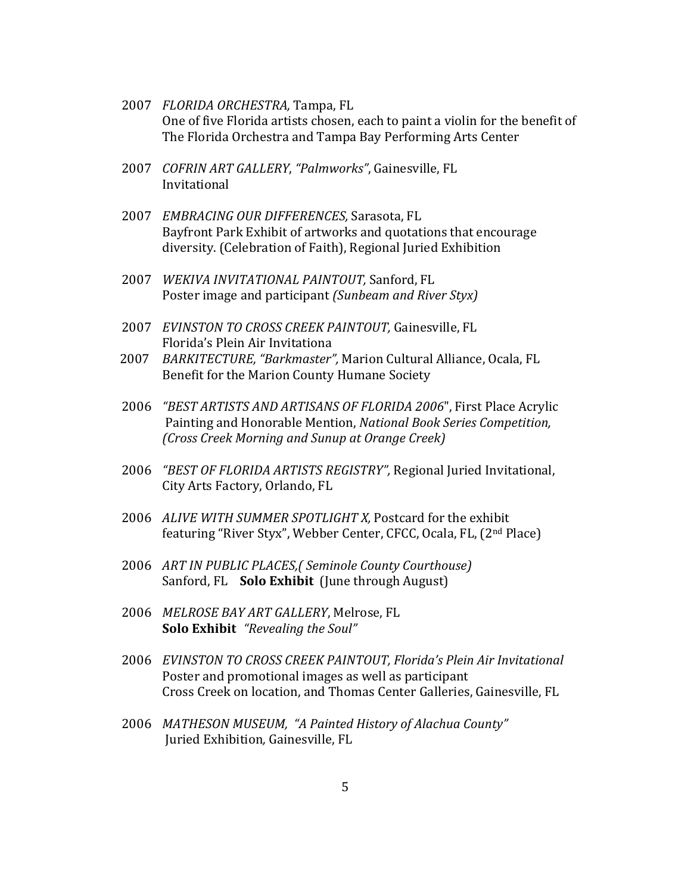2007 *FLORIDA ORCHESTRA,* Tampa, FL
One of five Florida artists chosen, each to paint a violin for the benefit of The Florida Orchestra and Tampa Bay Performing Arts Center

2007 *COFRIN ART GALLERY*, *"Palmworks"*, Gainesville, FL
Invitational

2007 *EMBRACING OUR DIFFERENCES,* Sarasota, FL
Bayfront Park Exhibit of artworks and quotations that encourage diversity. (Celebration of Faith), Regional Juried Exhibition

2007 *WEKIVA INVITATIONAL PAINTOUT,* Sanford, FL
Poster image and participant *(Sunbeam and River Styx)*

2007 *EVINSTON TO CROSS CREEK PAINTOUT,* Gainesville, FL
Florida's Plein Air Invitationa

2007 *BARKITECTURE, "Barkmaster",* Marion Cultural Alliance, Ocala, FL
Benefit for the Marion County Humane Society

2006 *"BEST ARTISTS AND ARTISANS OF FLORIDA 2006*", First Place Acrylic Painting and Honorable Mention, *National Book Series Competition, (Cross Creek Morning and Sunup at Orange Creek)*

2006 *"BEST OF FLORIDA ARTISTS REGISTRY",* Regional Juried Invitational, City Arts Factory, Orlando, FL

2006 *ALIVE WITH SUMMER SPOTLIGHT X,* Postcard for the exhibit featuring "River Styx", Webber Center, CFCC, Ocala, FL, (2nd Place)

2006 *ART IN PUBLIC PLACES,( Seminole County Courthouse)*
Sanford, FL **Solo Exhibit** (June through August)

2006 *MELROSE BAY ART GALLERY*, Melrose, FL
**Solo Exhibit** *"Revealing the Soul"*

2006 *EVINSTON TO CROSS CREEK PAINTOUT, Florida's Plein Air Invitational*
Poster and promotional images as well as participant
Cross Creek on location, and Thomas Center Galleries, Gainesville, FL

2006 *MATHESON MUSEUM, "A Painted History of Alachua County"*
Juried Exhibition*,* Gainesville, FL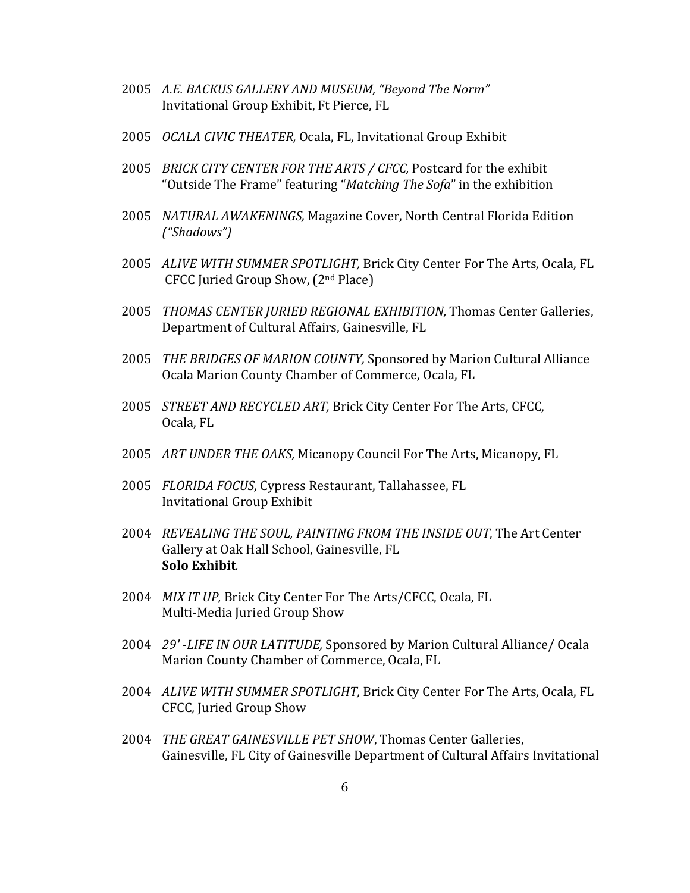2005 *A.E. BACKUS GALLERY AND MUSEUM, "Beyond The Norm"*
Invitational Group Exhibit, Ft Pierce, FL

2005 *OCALA CIVIC THEATER,* Ocala, FL, Invitational Group Exhibit

2005 *BRICK CITY CENTER FOR THE ARTS / CFCC,* Postcard for the exhibit "Outside The Frame" featuring "*Matching The Sofa*" in the exhibition

2005 *NATURAL AWAKENINGS,* Magazine Cover, North Central Florida Edition *("Shadows")*

2005 *ALIVE WITH SUMMER SPOTLIGHT,* Brick City Center For The Arts, Ocala, FL
CFCC Juried Group Show, (2nd Place)

2005 *THOMAS CENTER JURIED REGIONAL EXHIBITION,* Thomas Center Galleries, Department of Cultural Affairs, Gainesville, FL

2005 *THE BRIDGES OF MARION COUNTY,* Sponsored by Marion Cultural Alliance Ocala Marion County Chamber of Commerce, Ocala, FL

2005 *STREET AND RECYCLED ART,* Brick City Center For The Arts, CFCC, Ocala, FL

2005 *ART UNDER THE OAKS,* Micanopy Council For The Arts, Micanopy, FL

2005 *FLORIDA FOCUS*, Cypress Restaurant, Tallahassee, FL
Invitational Group Exhibit

2004 *REVEALING THE SOUL, PAINTING FROM THE INSIDE OUT,* The Art Center Gallery at Oak Hall School, Gainesville, FL
**Solo Exhibit**.

2004 *MIX IT UP,* Brick City Center For The Arts/CFCC, Ocala, FL
Multi-Media Juried Group Show

2004 *29' -LIFE IN OUR LATITUDE,* Sponsored by Marion Cultural Alliance/ Ocala Marion County Chamber of Commerce, Ocala, FL

2004 *ALIVE WITH SUMMER SPOTLIGHT,* Brick City Center For The Arts, Ocala, FL
CFCC*,* Juried Group Show

2004 *THE GREAT GAINESVILLE PET SHOW*, Thomas Center Galleries, Gainesville, FL City of Gainesville Department of Cultural Affairs Invitational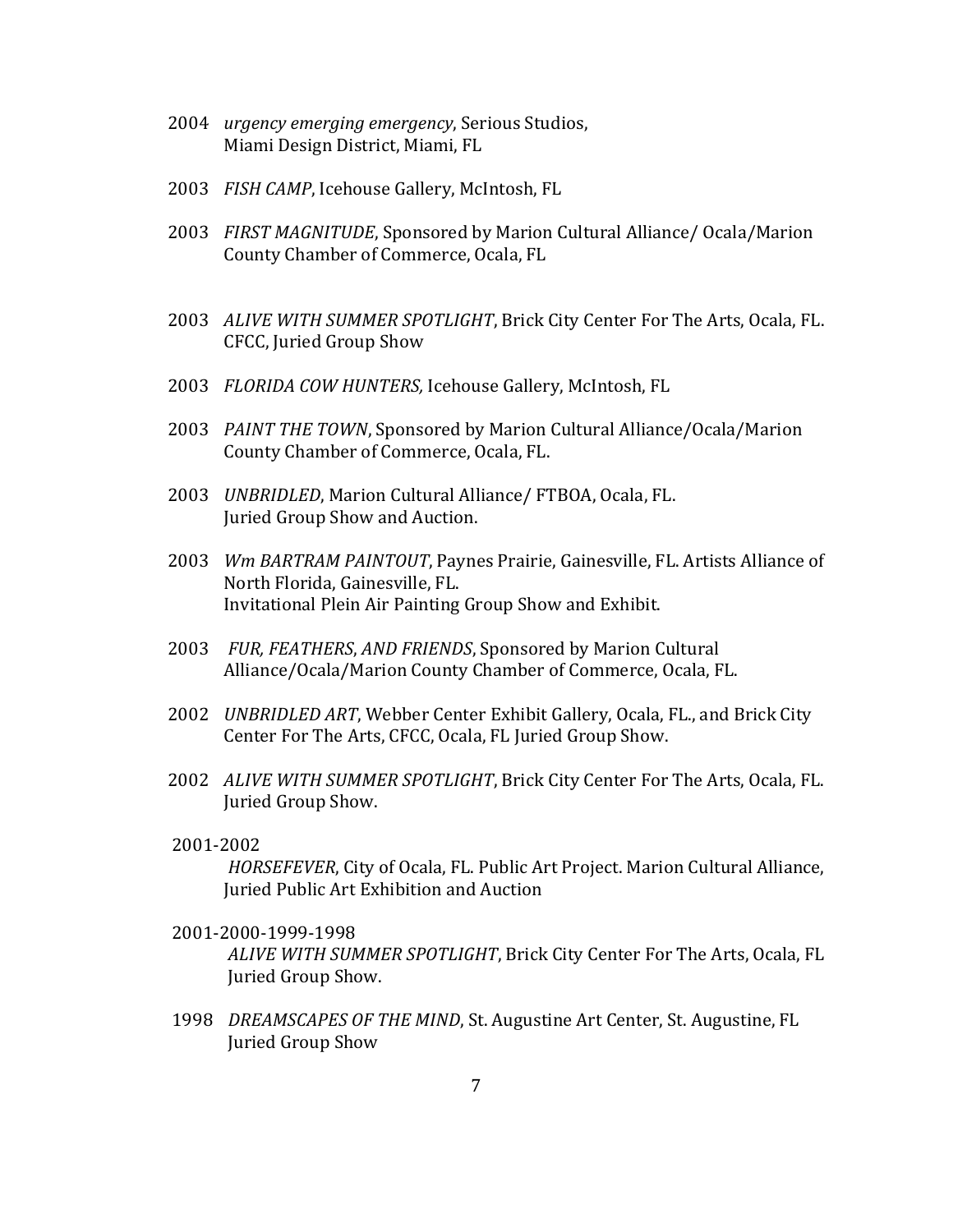2004 *urgency emerging emergency*, Serious Studios,
Miami Design District, Miami, FL

2003 *FISH CAMP*, Icehouse Gallery, McIntosh, FL

2003 *FIRST MAGNITUDE*, Sponsored by Marion Cultural Alliance/ Ocala/Marion County Chamber of Commerce, Ocala, FL

2003 *ALIVE WITH SUMMER SPOTLIGHT*, Brick City Center For The Arts, Ocala, FL. CFCC, Juried Group Show

2003 *FLORIDA COW HUNTERS,* Icehouse Gallery, McIntosh, FL

2003 *PAINT THE TOWN*, Sponsored by Marion Cultural Alliance/Ocala/Marion County Chamber of Commerce, Ocala, FL.

2003 *UNBRIDLED*, Marion Cultural Alliance/ FTBOA, Ocala, FL.
Juried Group Show and Auction.

2003 *Wm BARTRAM PAINTOUT*, Paynes Prairie, Gainesville, FL. Artists Alliance of North Florida, Gainesville, FL.
Invitational Plein Air Painting Group Show and Exhibit.

2003 *FUR, FEATHERS, AND FRIENDS*, Sponsored by Marion Cultural Alliance/Ocala/Marion County Chamber of Commerce, Ocala, FL.

2002 *UNBRIDLED ART*, Webber Center Exhibit Gallery, Ocala, FL., and Brick City Center For The Arts, CFCC, Ocala, FL Juried Group Show.

2002 *ALIVE WITH SUMMER SPOTLIGHT*, Brick City Center For The Arts, Ocala, FL. Juried Group Show.

2001-2002
*HORSEFEVER*, City of Ocala, FL. Public Art Project. Marion Cultural Alliance, Juried Public Art Exhibition and Auction

2001-2000-1999-1998
*ALIVE WITH SUMMER SPOTLIGHT*, Brick City Center For The Arts, Ocala, FL Juried Group Show.

1998 *DREAMSCAPES OF THE MIND*, St. Augustine Art Center, St. Augustine, FL Juried Group Show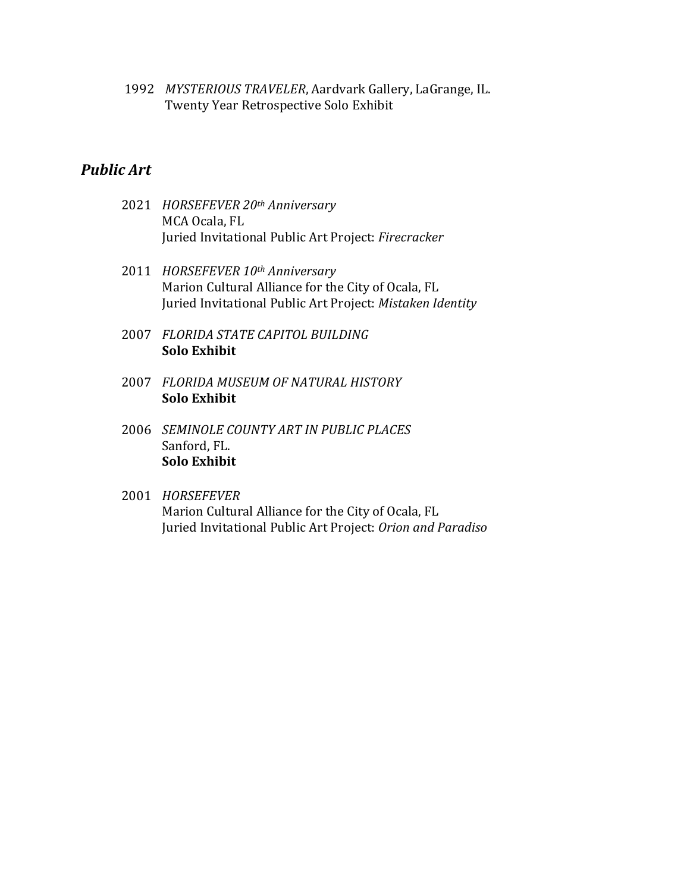1992 *MYSTERIOUS TRAVELER*, Aardvark Gallery, LaGrange, IL.
Twenty Year Retrospective Solo Exhibit

## *Public Art*

2021 *HORSEFEVER 20th Anniversary*
MCA Ocala, FL
Juried Invitational Public Art Project: *Firecracker*

2011 *HORSEFEVER 10th Anniversary*
Marion Cultural Alliance for the City of Ocala, FL
Juried Invitational Public Art Project: *Mistaken Identity*

2007 *FLORIDA STATE CAPITOL BUILDING*
**Solo Exhibit**

2007 *FLORIDA MUSEUM OF NATURAL HISTORY*
**Solo Exhibit**

2006 *SEMINOLE COUNTY ART IN PUBLIC PLACES*
Sanford, FL.
**Solo Exhibit**

2001 *HORSEFEVER*
Marion Cultural Alliance for the City of Ocala, FL
Juried Invitational Public Art Project: *Orion and Paradiso*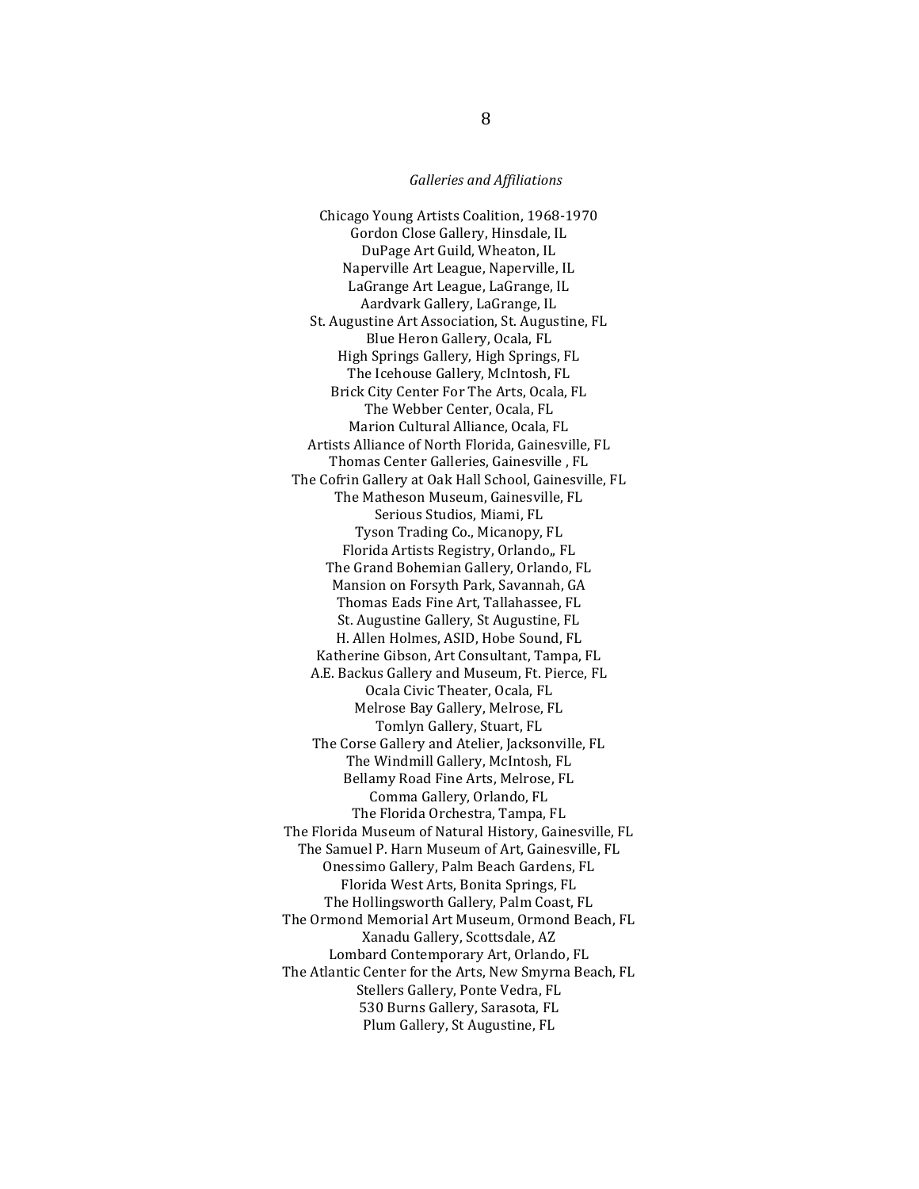*Galleries and Affiliations*

Chicago Young Artists Coalition, 1968-1970
Gordon Close Gallery, Hinsdale, IL
DuPage Art Guild, Wheaton, IL
Naperville Art League, Naperville, IL
LaGrange Art League, LaGrange, IL
Aardvark Gallery, LaGrange, IL
St. Augustine Art Association, St. Augustine, FL
Blue Heron Gallery, Ocala, FL
High Springs Gallery, High Springs, FL
The Icehouse Gallery, McIntosh, FL
Brick City Center For The Arts, Ocala, FL
The Webber Center, Ocala, FL
Marion Cultural Alliance, Ocala, FL
Artists Alliance of North Florida, Gainesville, FL
Thomas Center Galleries, Gainesville , FL
The Cofrin Gallery at Oak Hall School, Gainesville, FL
The Matheson Museum, Gainesville, FL
Serious Studios, Miami, FL
Tyson Trading Co., Micanopy, FL
Florida Artists Registry, Orlando,, FL
The Grand Bohemian Gallery, Orlando, FL
Mansion on Forsyth Park, Savannah, GA
Thomas Eads Fine Art, Tallahassee, FL
St. Augustine Gallery, St Augustine, FL
H. Allen Holmes, ASID, Hobe Sound, FL
Katherine Gibson, Art Consultant, Tampa, FL
A.E. Backus Gallery and Museum, Ft. Pierce, FL
Ocala Civic Theater, Ocala, FL
Melrose Bay Gallery, Melrose, FL
Tomlyn Gallery, Stuart, FL
The Corse Gallery and Atelier, Jacksonville, FL
The Windmill Gallery, McIntosh, FL
Bellamy Road Fine Arts, Melrose, FL
Comma Gallery, Orlando, FL
The Florida Orchestra, Tampa, FL
The Florida Museum of Natural History, Gainesville, FL
The Samuel P. Harn Museum of Art, Gainesville, FL
Onessimo Gallery, Palm Beach Gardens, FL
Florida West Arts, Bonita Springs, FL
The Hollingsworth Gallery, Palm Coast, FL
The Ormond Memorial Art Museum, Ormond Beach, FL
Xanadu Gallery, Scottsdale, AZ
Lombard Contemporary Art, Orlando, FL
The Atlantic Center for the Arts, New Smyrna Beach, FL
Stellers Gallery, Ponte Vedra, FL
530 Burns Gallery, Sarasota, FL
Plum Gallery, St Augustine, FL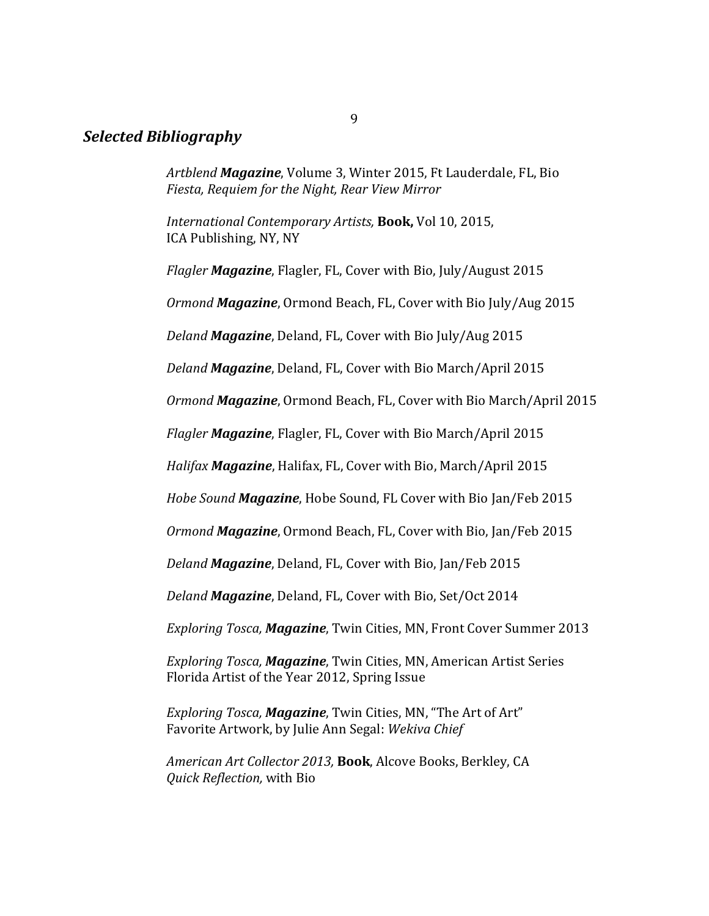## *Selected Bibliography*

*Artblend **Magazine***, Volume 3, Winter 2015, Ft Lauderdale, FL, Bio
*Fiesta, Requiem for the Night, Rear View Mirror*

*International Contemporary Artists,* **Book,** Vol 10, 2015,
ICA Publishing, NY, NY

*Flagler **Magazine***, Flagler, FL, Cover with Bio, July/August 2015

*Ormond **Magazine***, Ormond Beach, FL, Cover with Bio July/Aug 2015

*Deland **Magazine***, Deland, FL, Cover with Bio July/Aug 2015

*Deland **Magazine***, Deland, FL, Cover with Bio March/April 2015

*Ormond **Magazine***, Ormond Beach, FL, Cover with Bio March/April 2015

*Flagler **Magazine***, Flagler, FL, Cover with Bio March/April 2015

*Halifax **Magazine***, Halifax, FL, Cover with Bio, March/April 2015

*Hobe Sound **Magazine***, Hobe Sound, FL Cover with Bio Jan/Feb 2015

*Ormond **Magazine***, Ormond Beach, FL, Cover with Bio, Jan/Feb 2015

*Deland **Magazine***, Deland, FL, Cover with Bio, Jan/Feb 2015

*Deland **Magazine***, Deland, FL, Cover with Bio, Set/Oct 2014

*Exploring Tosca, **Magazine***, Twin Cities, MN, Front Cover Summer 2013

*Exploring Tosca, **Magazine***, Twin Cities, MN, American Artist Series
Florida Artist of the Year 2012, Spring Issue

*Exploring Tosca, **Magazine***, Twin Cities, MN, "The Art of Art"
Favorite Artwork, by Julie Ann Segal: *Wekiva Chief*

*American Art Collector 2013,* **Book**, Alcove Books, Berkley, CA
*Quick Reflection,* with Bio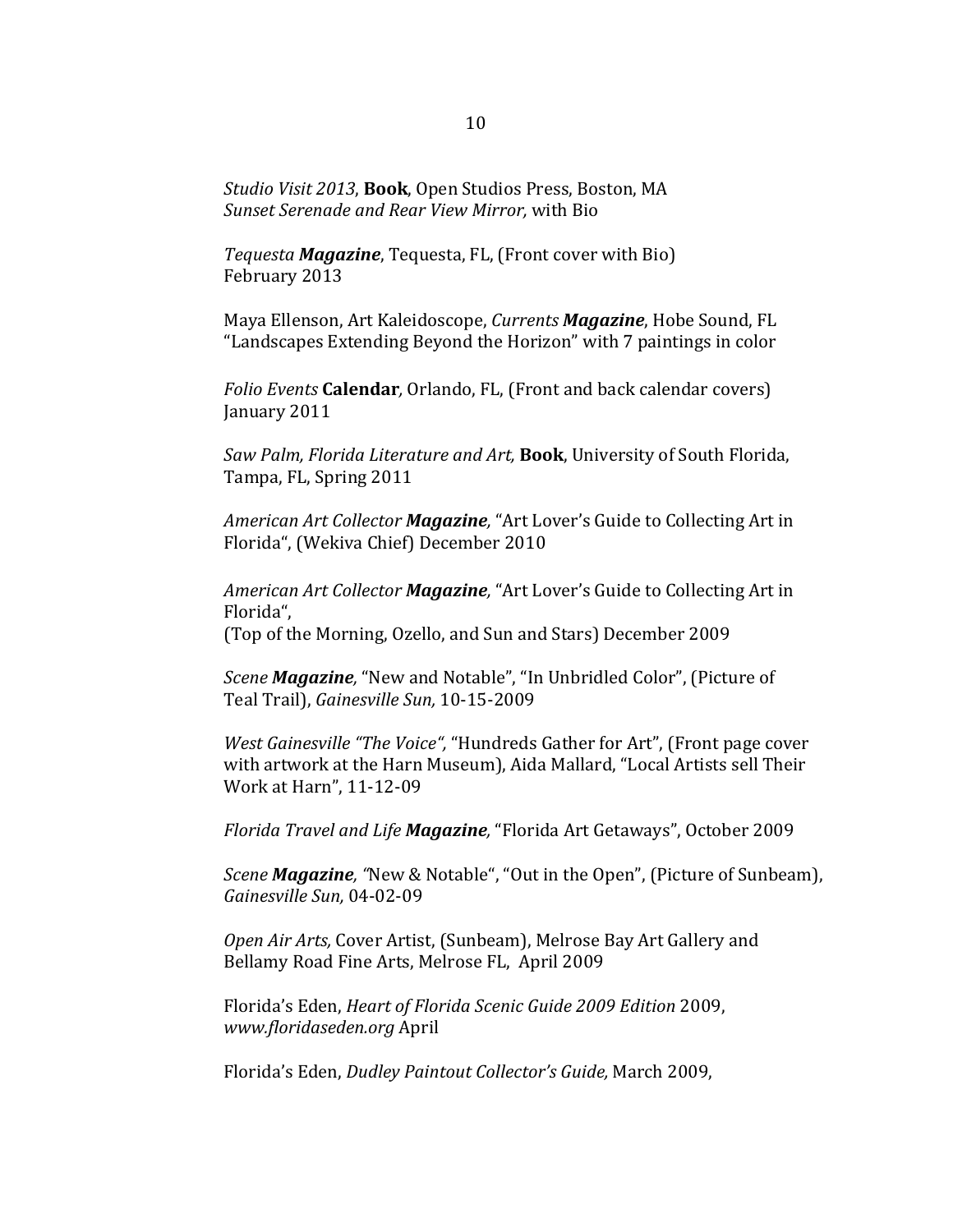*Studio Visit 2013*, **Book**, Open Studios Press, Boston, MA
*Sunset Serenade and Rear View Mirror,* with Bio

*Tequesta **Magazine***, Tequesta, FL, (Front cover with Bio)
February 2013

Maya Ellenson, Art Kaleidoscope, *Currents **Magazine***, Hobe Sound, FL
“Landscapes Extending Beyond the Horizon” with 7 paintings in color

*Folio Events* **Calendar**, Orlando, FL, (Front and back calendar covers)
January 2011

*Saw Palm, Florida Literature and Art,* **Book**, University of South Florida, Tampa, FL, Spring 2011

*American Art Collector **Magazine**,* “Art Lover’s Guide to Collecting Art in Florida“, (Wekiva Chief) December 2010

*American Art Collector **Magazine**,* “Art Lover’s Guide to Collecting Art in Florida“,
(Top of the Morning, Ozello, and Sun and Stars) December 2009

*Scene **Magazine**,* “New and Notable”, “In Unbridled Color”, (Picture of Teal Trail), *Gainesville Sun,* 10-15-2009

*West Gainesville “The Voice”,* “Hundreds Gather for Art”, (Front page cover with artwork at the Harn Museum), Aida Mallard, “Local Artists sell Their Work at Harn”, 11-12-09

*Florida Travel and Life **Magazine**,* “Florida Art Getaways”, October 2009

*Scene **Magazine**, “*New & Notable“, “Out in the Open”, (Picture of Sunbeam), *Gainesville Sun,* 04-02-09

*Open Air Arts,* Cover Artist, (Sunbeam), Melrose Bay Art Gallery and Bellamy Road Fine Arts, Melrose FL, April 2009

Florida’s Eden, *Heart of Florida Scenic Guide 2009 Edition* 2009, *www.floridaseden.org* April

Florida’s Eden, *Dudley Paintout Collector’s Guide,* March 2009,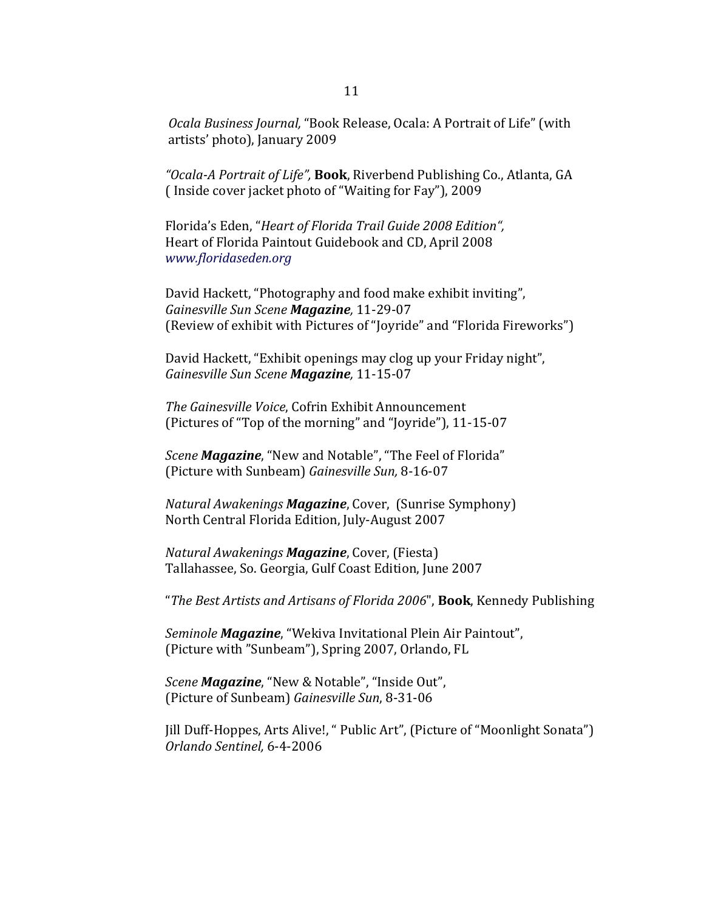*Ocala Business Journal,* “Book Release, Ocala: A Portrait of Life” (with artists’ photo), January 2009

*“Ocala-A Portrait of Life”,* **Book**, Riverbend Publishing Co., Atlanta, GA ( Inside cover jacket photo of “Waiting for Fay”), 2009

Florida’s Eden, “*Heart of Florida Trail Guide 2008 Edition“,* Heart of Florida Paintout Guidebook and CD, April 2008 *www.floridaseden.org*

David Hackett, “Photography and food make exhibit inviting”, *Gainesville Sun Scene **Magazine**,* 11-29-07 (Review of exhibit with Pictures of “Joyride” and “Florida Fireworks”)

David Hackett, “Exhibit openings may clog up your Friday night”, *Gainesville Sun Scene **Magazine**,* 11-15-07

*The Gainesville Voice*, Cofrin Exhibit Announcement (Pictures of “Top of the morning” and “Joyride”), 11-15-07

*Scene **Magazine***, “New and Notable”, “The Feel of Florida” (Picture with Sunbeam) *Gainesville Sun,* 8-16-07

*Natural Awakenings **Magazine***, Cover, (Sunrise Symphony) North Central Florida Edition, July-August 2007

*Natural Awakenings **Magazine***, Cover, (Fiesta) Tallahassee, So. Georgia, Gulf Coast Edition, June 2007

“*The Best Artists and Artisans of Florida 2006*", **Book**, Kennedy Publishing

*Seminole **Magazine***, “Wekiva Invitational Plein Air Paintout”, (Picture with ”Sunbeam”), Spring 2007, Orlando, FL

*Scene **Magazine***, “New & Notable”, “Inside Out”, (Picture of Sunbeam) *Gainesville Sun*, 8-31-06

Jill Duff-Hoppes, Arts Alive!, “ Public Art”, (Picture of “Moonlight Sonata”) *Orlando Sentinel,* 6-4-2006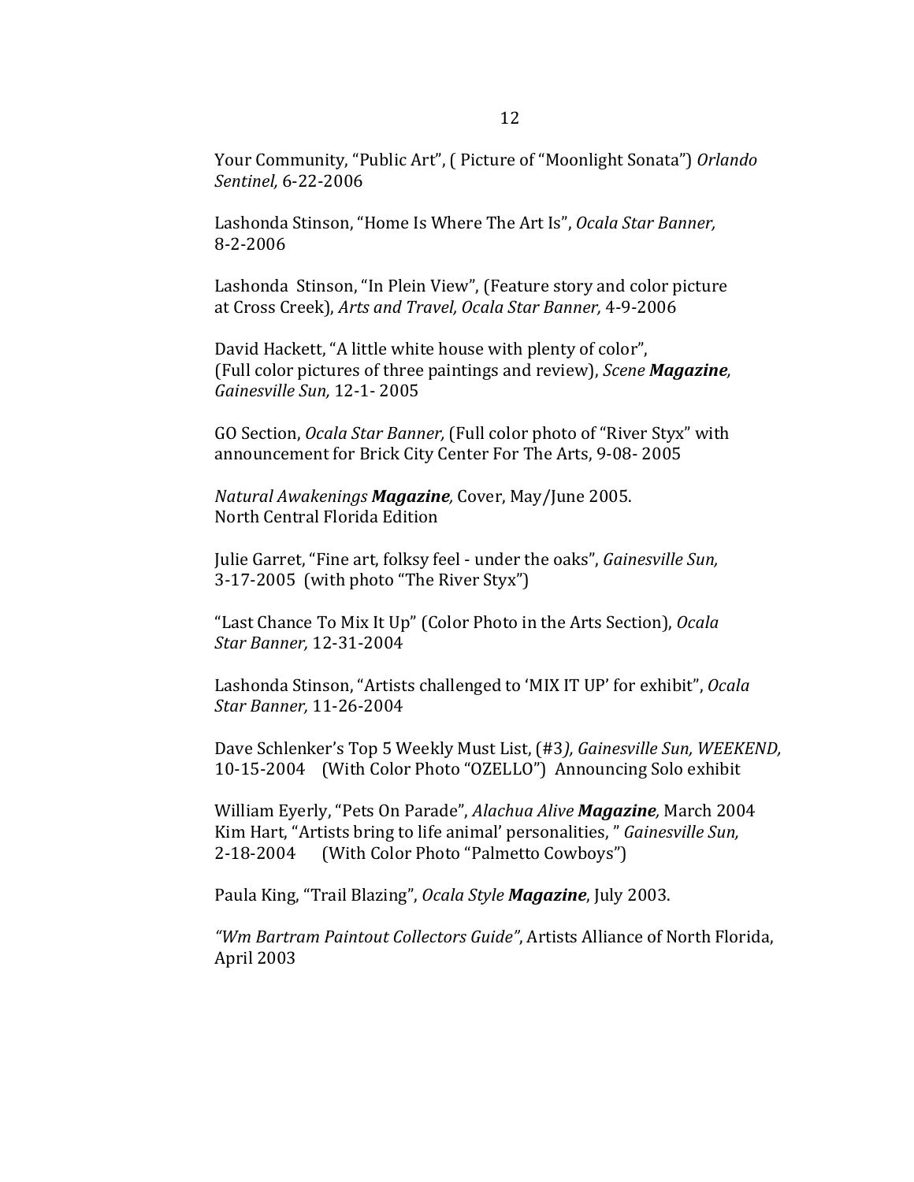Your Community, “Public Art”, ( Picture of “Moonlight Sonata”) *Orlando Sentinel,* 6-22-2006

Lashonda Stinson, “Home Is Where The Art Is”, *Ocala Star Banner,* 8-2-2006

Lashonda Stinson, “In Plein View”, (Feature story and color picture at Cross Creek), *Arts and Travel, Ocala Star Banner,* 4-9-2006

David Hackett, “A little white house with plenty of color”, (Full color pictures of three paintings and review), *Scene **Magazine**, Gainesville Sun,* 12-1- 2005

GO Section, *Ocala Star Banner,* (Full color photo of “River Styx” with announcement for Brick City Center For The Arts, 9-08- 2005

*Natural Awakenings **Magazine**,* Cover, May/June 2005.
North Central Florida Edition

Julie Garret, “Fine art, folksy feel - under the oaks”, *Gainesville Sun,* 3-17-2005 (with photo “The River Styx”)

“Last Chance To Mix It Up” (Color Photo in the Arts Section), *Ocala Star Banner,* 12-31-2004

Lashonda Stinson, “Artists challenged to ‘MIX IT UP’ for exhibit”, *Ocala Star Banner,* 11-26-2004

Dave Schlenker’s Top 5 Weekly Must List, (#3*), Gainesville Sun, WEEKEND,* 10-15-2004 (With Color Photo “OZELLO”) Announcing Solo exhibit

William Eyerly, “Pets On Parade”, *Alachua Alive **Magazine**,* March 2004
Kim Hart, “Artists bring to life animal’ personalities, ” *Gainesville Sun,* 2-18-2004 (With Color Photo “Palmetto Cowboys”)

Paula King, “Trail Blazing”, *Ocala Style **Magazine***, July 2003.

*“Wm Bartram Paintout Collectors Guide”*, Artists Alliance of North Florida, April 2003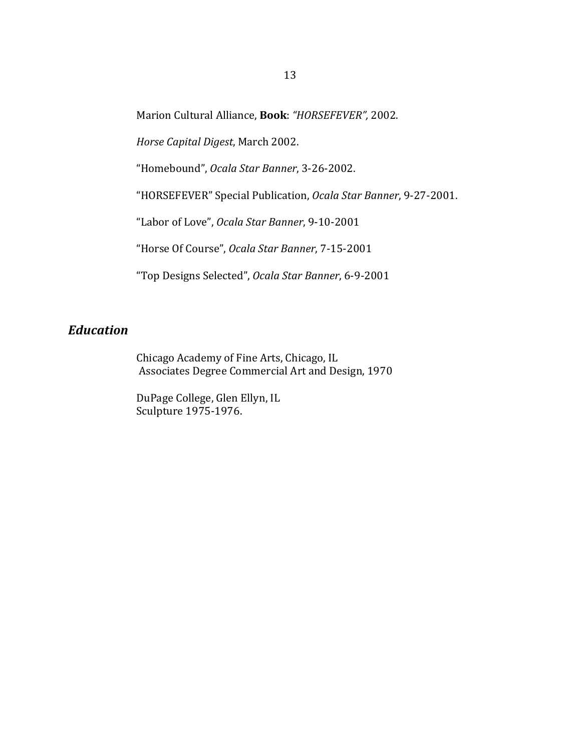Marion Cultural Alliance, **Book**: *"HORSEFEVER",* 2002.

*Horse Capital Digest*, March 2002.

"Homebound", *Ocala Star Banner*, 3-26-2002.

"HORSEFEVER" Special Publication, *Ocala Star Banner*, 9-27-2001.

"Labor of Love", *Ocala Star Banner*, 9-10-2001

"Horse Of Course", *Ocala Star Banner*, 7-15-2001

"Top Designs Selected", *Ocala Star Banner*, 6-9-2001

## *Education*

Chicago Academy of Fine Arts, Chicago, IL
Associates Degree Commercial Art and Design, 1970

DuPage College, Glen Ellyn, IL
Sculpture 1975-1976.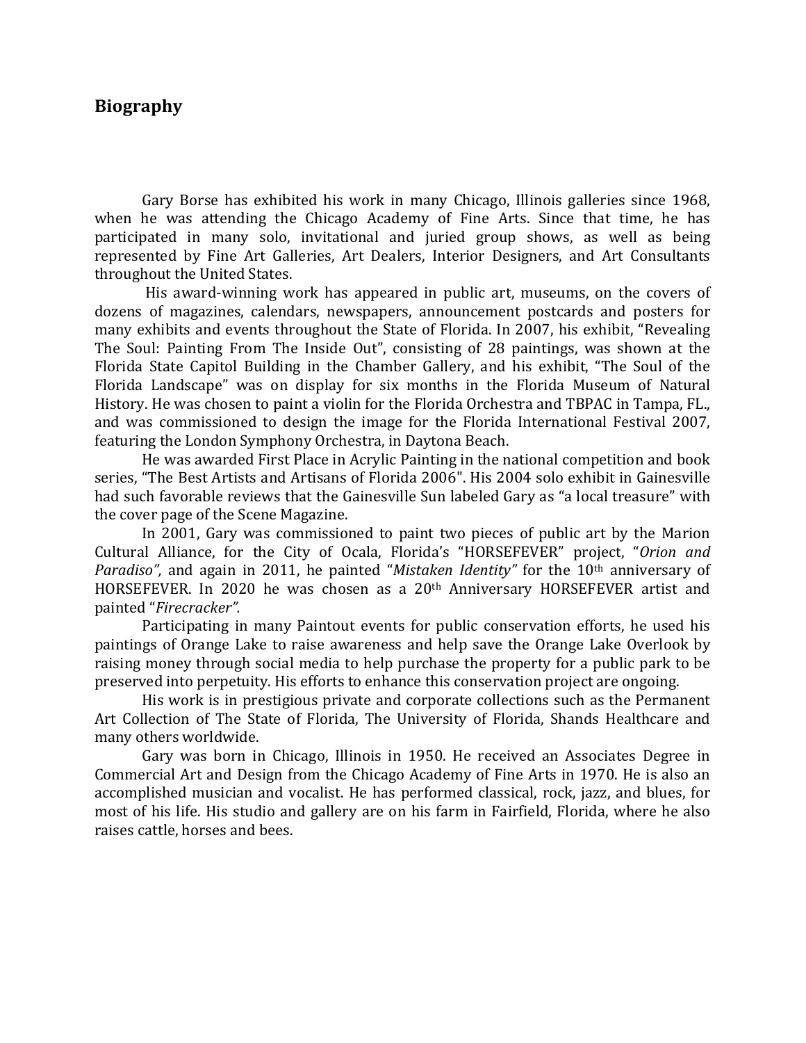## Biography

Gary Borse has exhibited his work in many Chicago, Illinois galleries since 1968, when he was attending the Chicago Academy of Fine Arts. Since that time, he has participated in many solo, invitational and juried group shows, as well as being represented by Fine Art Galleries, Art Dealers, Interior Designers, and Art Consultants throughout the United States.

His award-winning work has appeared in public art, museums, on the covers of dozens of magazines, calendars, newspapers, announcement postcards and posters for many exhibits and events throughout the State of Florida. In 2007, his exhibit, "Revealing The Soul: Painting From The Inside Out", consisting of 28 paintings, was shown at the Florida State Capitol Building in the Chamber Gallery, and his exhibit, "The Soul of the Florida Landscape" was on display for six months in the Florida Museum of Natural History. He was chosen to paint a violin for the Florida Orchestra and TBPAC in Tampa, FL., and was commissioned to design the image for the Florida International Festival 2007, featuring the London Symphony Orchestra, in Daytona Beach.

He was awarded First Place in Acrylic Painting in the national competition and book series, "The Best Artists and Artisans of Florida 2006". His 2004 solo exhibit in Gainesville had such favorable reviews that the Gainesville Sun labeled Gary as "a local treasure" with the cover page of the Scene Magazine.

In 2001, Gary was commissioned to paint two pieces of public art by the Marion Cultural Alliance, for the City of Ocala, Florida's "HORSEFEVER" project, "*Orion and Paradiso*", and again in 2011, he painted "*Mistaken Identity*" for the 10th anniversary of HORSEFEVER. In 2020 he was chosen as a 20th Anniversary HORSEFEVER artist and painted "*Firecracker*".

Participating in many Paintout events for public conservation efforts, he used his paintings of Orange Lake to raise awareness and help save the Orange Lake Overlook by raising money through social media to help purchase the property for a public park to be preserved into perpetuity. His efforts to enhance this conservation project are ongoing.

His work is in prestigious private and corporate collections such as the Permanent Art Collection of The State of Florida, The University of Florida, Shands Healthcare and many others worldwide.

Gary was born in Chicago, Illinois in 1950. He received an Associates Degree in Commercial Art and Design from the Chicago Academy of Fine Arts in 1970. He is also an accomplished musician and vocalist. He has performed classical, rock, jazz, and blues, for most of his life. His studio and gallery are on his farm in Fairfield, Florida, where he also raises cattle, horses and bees.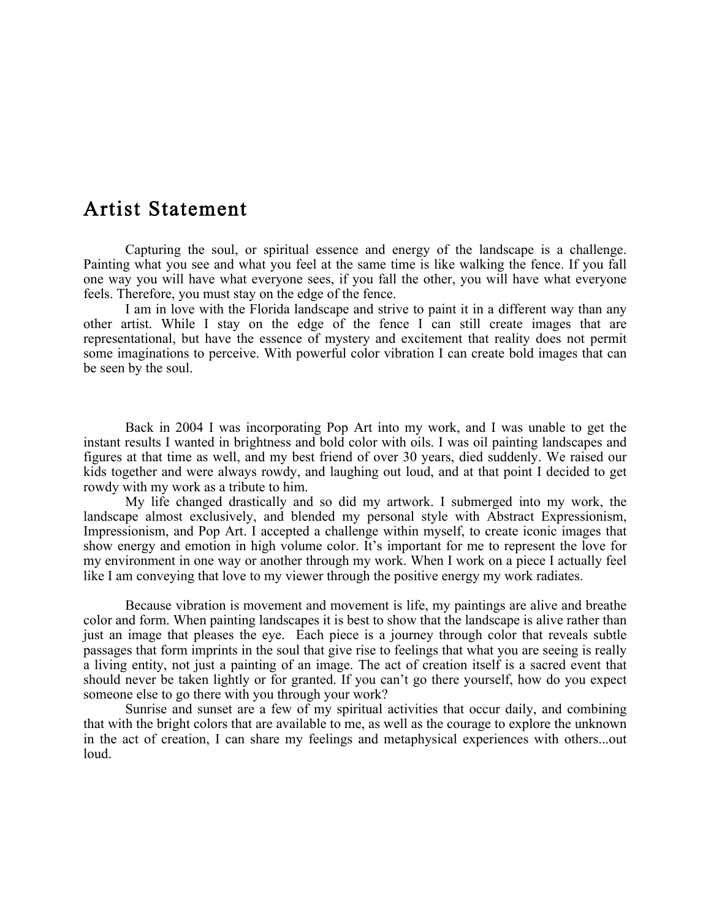# Artist Statement

Capturing the soul, or spiritual essence and energy of the landscape is a challenge. Painting what you see and what you feel at the same time is like walking the fence. If you fall one way you will have what everyone sees, if you fall the other, you will have what everyone feels. Therefore, you must stay on the edge of the fence.

I am in love with the Florida landscape and strive to paint it in a different way than any other artist. While I stay on the edge of the fence I can still create images that are representational, but have the essence of mystery and excitement that reality does not permit some imaginations to perceive. With powerful color vibration I can create bold images that can be seen by the soul.

Back in 2004 I was incorporating Pop Art into my work, and I was unable to get the instant results I wanted in brightness and bold color with oils. I was oil painting landscapes and figures at that time as well, and my best friend of over 30 years, died suddenly. We raised our kids together and were always rowdy, and laughing out loud, and at that point I decided to get rowdy with my work as a tribute to him.

My life changed drastically and so did my artwork. I submerged into my work, the landscape almost exclusively, and blended my personal style with Abstract Expressionism, Impressionism, and Pop Art. I accepted a challenge within myself, to create iconic images that show energy and emotion in high volume color. It's important for me to represent the love for my environment in one way or another through my work. When I work on a piece I actually feel like I am conveying that love to my viewer through the positive energy my work radiates.

Because vibration is movement and movement is life, my paintings are alive and breathe color and form. When painting landscapes it is best to show that the landscape is alive rather than just an image that pleases the eye. Each piece is a journey through color that reveals subtle passages that form imprints in the soul that give rise to feelings that what you are seeing is really a living entity, not just a painting of an image. The act of creation itself is a sacred event that should never be taken lightly or for granted. If you can't go there yourself, how do you expect someone else to go there with you through your work?

Sunrise and sunset are a few of my spiritual activities that occur daily, and combining that with the bright colors that are available to me, as well as the courage to explore the unknown in the act of creation, I can share my feelings and metaphysical experiences with others...out loud.